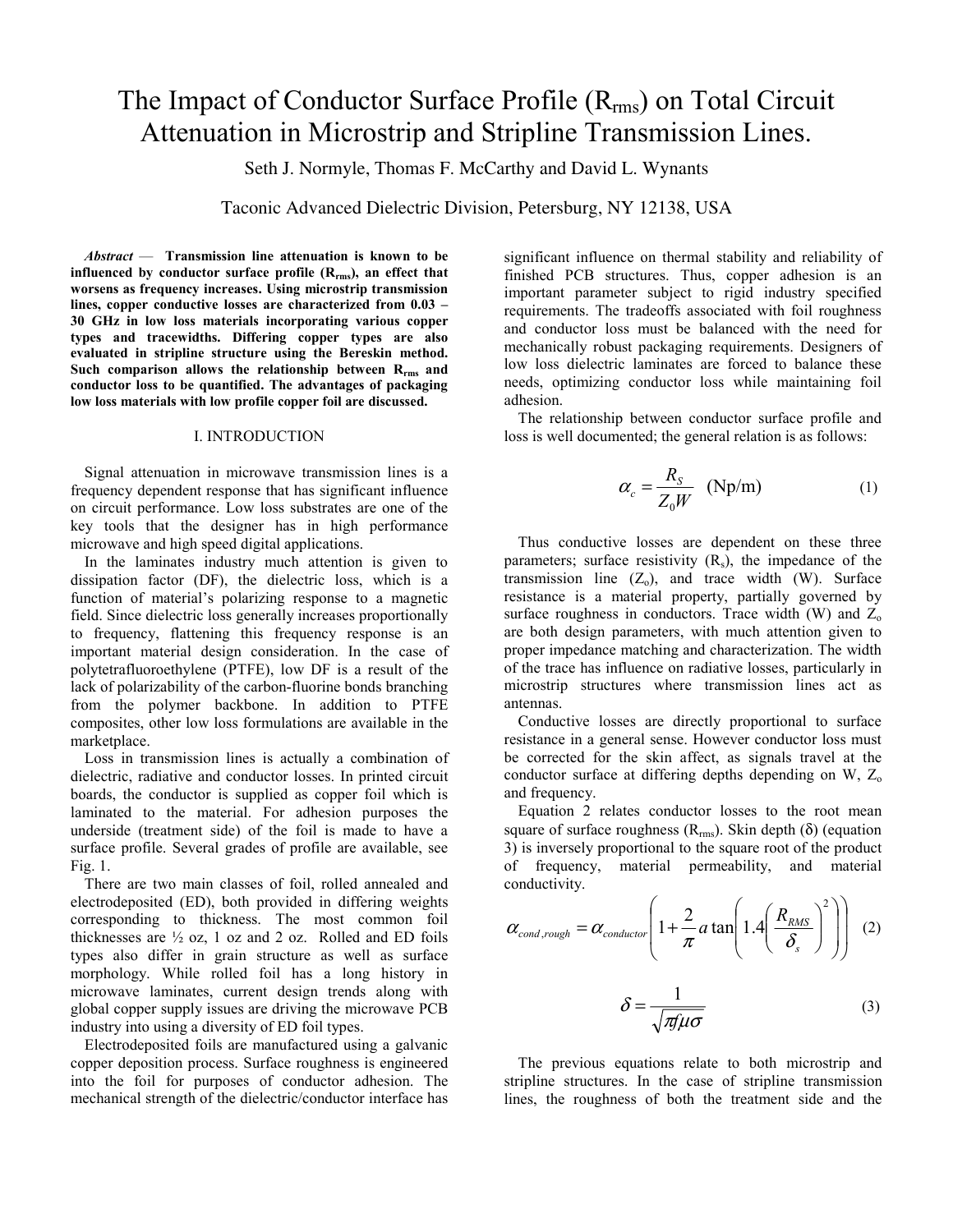# The Impact of Conductor Surface Profile ($R_{rms}$) on Total Circuit Attenuation in Microstrip and Stripline Transmission Lines.

Seth J. Normyle, Thomas F. McCarthy and David L. Wynants

Taconic Advanced Dielectric Division, Petersburg, NY 12138, USA

***Abstract*** — **Transmission line attenuation is known to be influenced by conductor surface profile ($R_{rms}$), an effect that worsens as frequency increases. Using microstrip transmission lines, copper conductive losses are characterized from 0.03 – 30 GHz in low loss materials incorporating various copper types and tracewidths. Differing copper types are also evaluated in stripline structure using the Bereskin method. Such comparison allows the relationship between $R_{rms}$ and conductor loss to be quantified. The advantages of packaging low loss materials with low profile copper foil are discussed.**

## I. INTRODUCTION

Signal attenuation in microwave transmission lines is a frequency dependent response that has significant influence on circuit performance. Low loss substrates are one of the key tools that the designer has in high performance microwave and high speed digital applications.

In the laminates industry much attention is given to dissipation factor (DF), the dielectric loss, which is a function of material's polarizing response to a magnetic field. Since dielectric loss generally increases proportionally to frequency, flattening this frequency response is an important material design consideration. In the case of polytetrafluoroethylene (PTFE), low DF is a result of the lack of polarizability of the carbon-fluorine bonds branching from the polymer backbone. In addition to PTFE composites, other low loss formulations are available in the marketplace.

Loss in transmission lines is actually a combination of dielectric, radiative and conductor losses. In printed circuit boards, the conductor is supplied as copper foil which is laminated to the material. For adhesion purposes the underside (treatment side) of the foil is made to have a surface profile. Several grades of profile are available, see Fig. 1.

There are two main classes of foil, rolled annealed and electrodeposited (ED), both provided in differing weights corresponding to thickness. The most common foil thicknesses are ½ oz, 1 oz and 2 oz. Rolled and ED foils types also differ in grain structure as well as surface morphology. While rolled foil has a long history in microwave laminates, current design trends along with global copper supply issues are driving the microwave PCB industry into using a diversity of ED foil types.

Electrodeposited foils are manufactured using a galvanic copper deposition process. Surface roughness is engineered into the foil for purposes of conductor adhesion. The mechanical strength of the dielectric/conductor interface has significant influence on thermal stability and reliability of finished PCB structures. Thus, copper adhesion is an important parameter subject to rigid industry specified requirements. The tradeoffs associated with foil roughness and conductor loss must be balanced with the need for mechanically robust packaging requirements. Designers of low loss dielectric laminates are forced to balance these needs, optimizing conductor loss while maintaining foil adhesion.

The relationship between conductor surface profile and loss is well documented; the general relation is as follows:

$$\alpha_c = \frac{R_S}{Z_0 W} \quad \text{(Np/m)} \tag{1}$$

Thus conductive losses are dependent on these three parameters; surface resistivity ($R_s$), the impedance of the transmission line ($Z_o$), and trace width (W). Surface resistance is a material property, partially governed by surface roughness in conductors. Trace width (W) and $Z_o$ are both design parameters, with much attention given to proper impedance matching and characterization. The width of the trace has influence on radiative losses, particularly in microstrip structures where transmission lines act as antennas.

Conductive losses are directly proportional to surface resistance in a general sense. However conductor loss must be corrected for the skin affect, as signals travel at the conductor surface at differing depths depending on W, $Z_o$ and frequency.

Equation 2 relates conductor losses to the root mean square of surface roughness ($R_{rms}$). Skin depth ($\delta$) (equation 3) is inversely proportional to the square root of the product of frequency, material permeability, and material conductivity.

$$\alpha_{cond,rough} = \alpha_{conductor}\left(1 + \frac{2}{\pi} a\tan\left(1.4\left(\frac{R_{RMS}}{\delta_s}\right)^2\right)\right) \tag{2}$$

$$\delta = \frac{1}{\sqrt{\pi f \mu \sigma}} \tag{3}$$

The previous equations relate to both microstrip and stripline structures. In the case of stripline transmission lines, the roughness of both the treatment side and the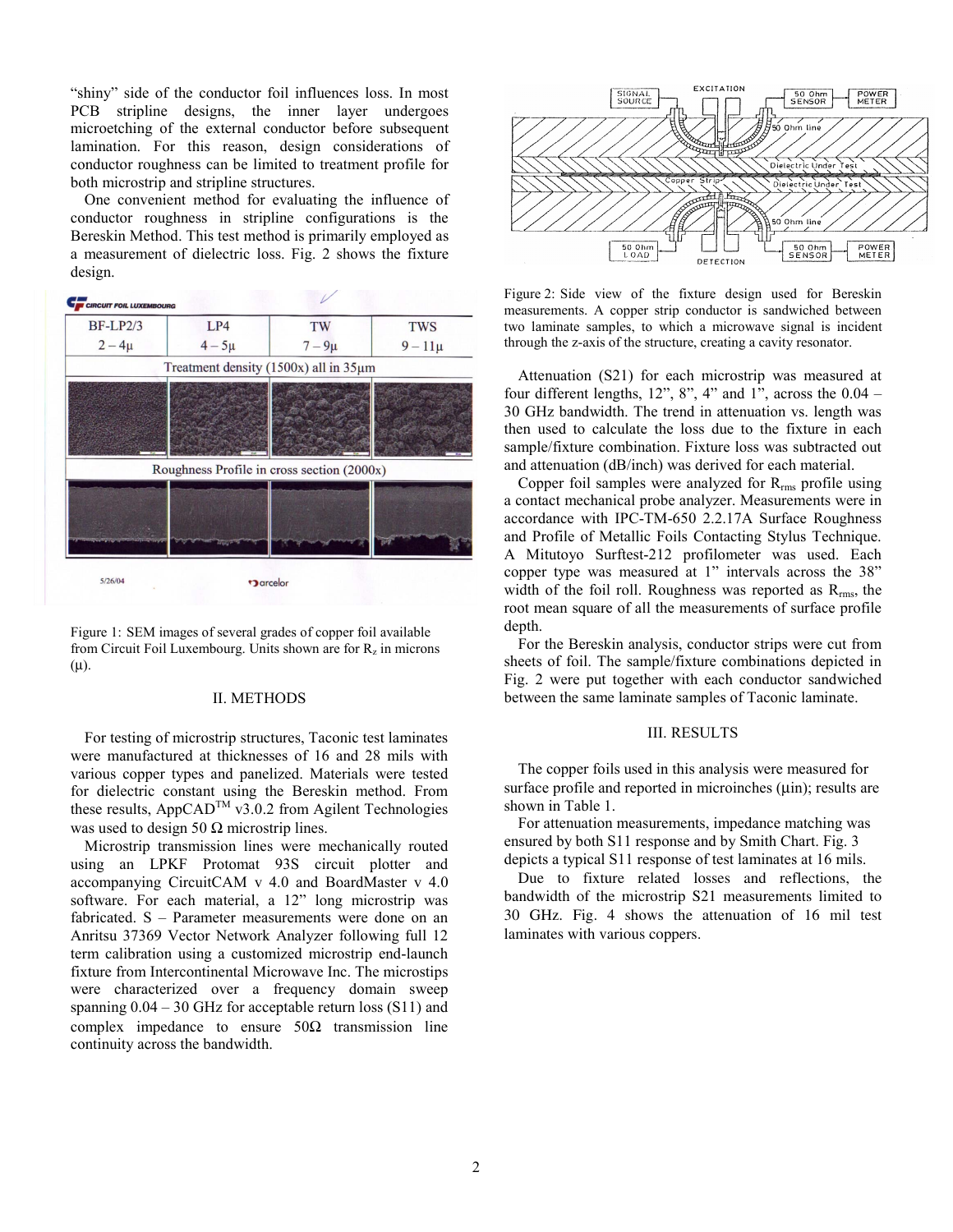"shiny" side of the conductor foil influences loss. In most PCB stripline designs, the inner layer undergoes microetching of the external conductor before subsequent lamination. For this reason, design considerations of conductor roughness can be limited to treatment profile for both microstrip and stripline structures.

One convenient method for evaluating the influence of conductor roughness in stripline configurations is the Bereskin Method. This test method is primarily employed as a measurement of dielectric loss. Fig. 2 shows the fixture design.

Figure 1: SEM images of several grades of copper foil available from Circuit Foil Luxembourg. Units shown are for $R_z$ in microns (μ).

## II. METHODS

For testing of microstrip structures, Taconic test laminates were manufactured at thicknesses of 16 and 28 mils with various copper types and panelized. Materials were tested for dielectric constant using the Bereskin method. From these results, AppCAD™ v3.0.2 from Agilent Technologies was used to design 50 Ω microstrip lines.

Microstrip transmission lines were mechanically routed using an LPKF Protomat 93S circuit plotter and accompanying CircuitCAM v 4.0 and BoardMaster v 4.0 software. For each material, a 12" long microstrip was fabricated. S – Parameter measurements were done on an Anritsu 37369 Vector Network Analyzer following full 12 term calibration using a customized microstrip end-launch fixture from Intercontinental Microwave Inc. The microstips were characterized over a frequency domain sweep spanning 0.04 – 30 GHz for acceptable return loss (S11) and complex impedance to ensure 50Ω transmission line continuity across the bandwidth.

Figure 2: Side view of the fixture design used for Bereskin measurements. A copper strip conductor is sandwiched between two laminate samples, to which a microwave signal is incident through the z-axis of the structure, creating a cavity resonator.

Attenuation (S21) for each microstrip was measured at four different lengths, 12", 8", 4" and 1", across the 0.04 – 30 GHz bandwidth. The trend in attenuation vs. length was then used to calculate the loss due to the fixture in each sample/fixture combination. Fixture loss was subtracted out and attenuation (dB/inch) was derived for each material.

Copper foil samples were analyzed for $R_{rms}$ profile using a contact mechanical probe analyzer. Measurements were in accordance with IPC-TM-650 2.2.17A Surface Roughness and Profile of Metallic Foils Contacting Stylus Technique. A Mitutoyo Surftest-212 profilometer was used. Each copper type was measured at 1" intervals across the 38" width of the foil roll. Roughness was reported as $R_{rms}$, the root mean square of all the measurements of surface profile depth.

For the Bereskin analysis, conductor strips were cut from sheets of foil. The sample/fixture combinations depicted in Fig. 2 were put together with each conductor sandwiched between the same laminate samples of Taconic laminate.

## III. RESULTS

The copper foils used in this analysis were measured for surface profile and reported in microinches (µin); results are shown in Table 1.

For attenuation measurements, impedance matching was ensured by both S11 response and by Smith Chart. Fig. 3 depicts a typical S11 response of test laminates at 16 mils.

Due to fixture related losses and reflections, the bandwidth of the microstrip S21 measurements limited to 30 GHz. Fig. 4 shows the attenuation of 16 mil test laminates with various coppers.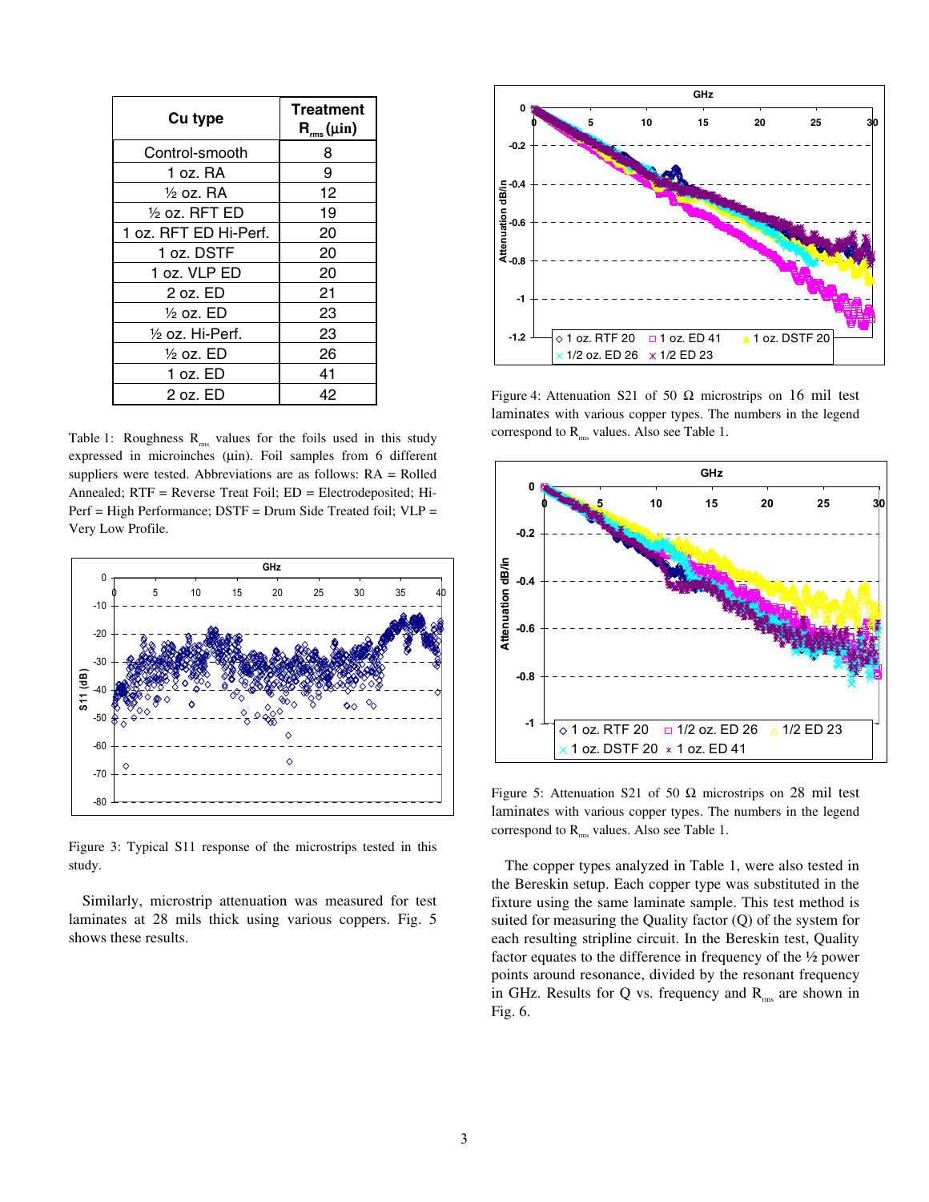| Cu type | Treatment $R_{rms}$ (μin) |
|---|---|
| Control-smooth | 8 |
| 1 oz. RA | 9 |
| ½ oz. RA | 12 |
| ½ oz. RFT ED | 19 |
| 1 oz. RFT ED Hi-Perf. | 20 |
| 1 oz. DSTF | 20 |
| 1 oz. VLP ED | 20 |
| 2 oz. ED | 21 |
| ½ oz. ED | 23 |
| ½ oz. Hi-Perf. | 23 |
| ½ oz. ED | 26 |
| 1 oz. ED | 41 |
| 2 oz. ED | 42 |

Table 1: Roughness $R_{rms}$ values for the foils used in this study expressed in microinches (μin). Foil samples from 6 different suppliers were tested. Abbreviations are as follows: RA = Rolled Annealed; RTF = Reverse Treat Foil; ED = Electrodeposited; Hi-Perf = High Performance; DSTF = Drum Side Treated foil; VLP = Very Low Profile.

Figure 3: Typical S11 response of the microstrips tested in this study.

Similarly, microstrip attenuation was measured for test laminates at 28 mils thick using various coppers. Fig. 5 shows these results.

Figure 4: Attenuation S21 of 50 Ω microstrips on 16 mil test laminates with various copper types. The numbers in the legend correspond to $R_{rms}$ values. Also see Table 1.

Figure 5: Attenuation S21 of 50 Ω microstrips on 28 mil test laminates with various copper types. The numbers in the legend correspond to $R_{rms}$ values. Also see Table 1.

The copper types analyzed in Table 1, were also tested in the Bereskin setup. Each copper type was substituted in the fixture using the same laminate sample. This test method is suited for measuring the Quality factor (Q) of the system for each resulting stripline circuit. In the Bereskin test, Quality factor equates to the difference in frequency of the ½ power points around resonance, divided by the resonant frequency in GHz. Results for Q vs. frequency and $R_{rms}$ are shown in Fig. 6.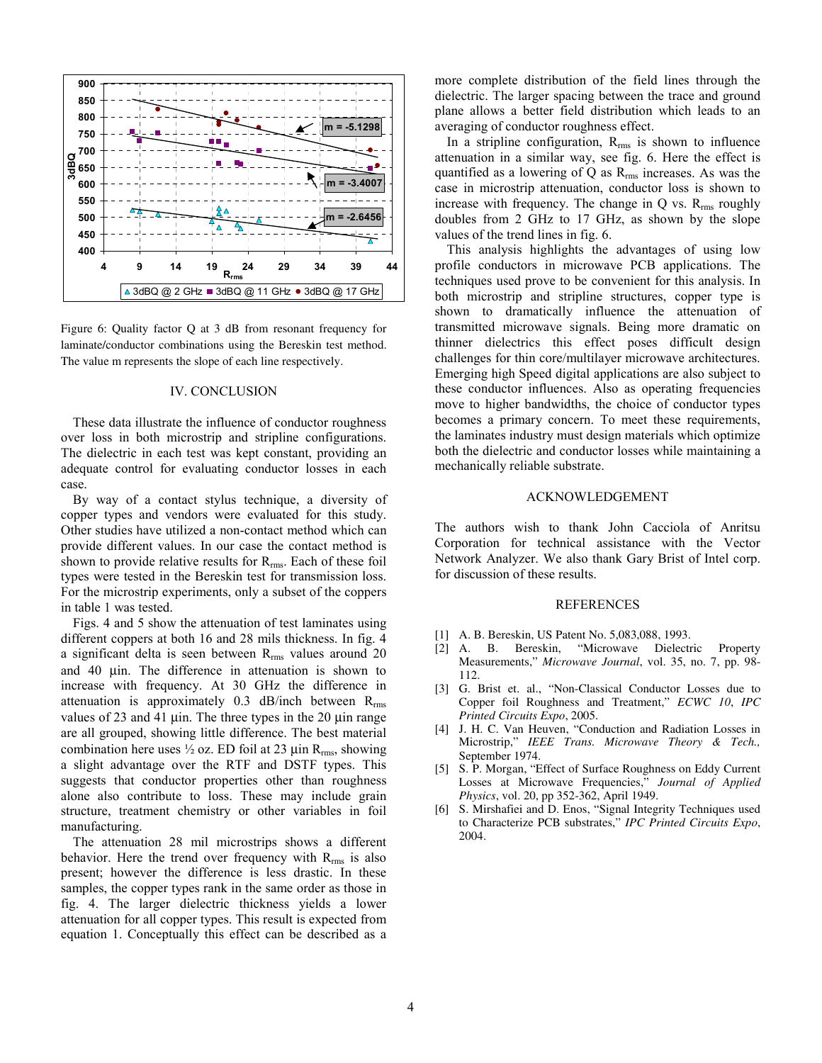900
850
800
750
700
650
600
550
500
450
400

3dBQ

4 9 14 19 24 29 34 39 44

$R_{rms}$

m = -5.1298

m = -3.4007

m = -2.6456

3dBQ @ 2 GHz ■ 3dBQ @ 11 GHz ● 3dBQ @ 17 GHz

Figure 6: Quality factor Q at 3 dB from resonant frequency for laminate/conductor combinations using the Bereskin test method. The value m represents the slope of each line respectively.

## IV. CONCLUSION

These data illustrate the influence of conductor roughness over loss in both microstrip and stripline configurations. The dielectric in each test was kept constant, providing an adequate control for evaluating conductor losses in each case.

By way of a contact stylus technique, a diversity of copper types and vendors were evaluated for this study. Other studies have utilized a non-contact method which can provide different values. In our case the contact method is shown to provide relative results for $R_{rms}$. Each of these foil types were tested in the Bereskin test for transmission loss. For the microstrip experiments, only a subset of the coppers in table 1 was tested.

Figs. 4 and 5 show the attenuation of test laminates using different coppers at both 16 and 28 mils thickness. In fig. 4 a significant delta is seen between $R_{rms}$ values around 20 and 40 µin. The difference in attenuation is shown to increase with frequency. At 30 GHz the difference in attenuation is approximately 0.3 dB/inch between $R_{rms}$ values of 23 and 41 µin. The three types in the 20 µin range are all grouped, showing little difference. The best material combination here uses ½ oz. ED foil at 23 µin $R_{rms}$, showing a slight advantage over the RTF and DSTF types. This suggests that conductor properties other than roughness alone also contribute to loss. These may include grain structure, treatment chemistry or other variables in foil manufacturing.

The attenuation 28 mil microstrips shows a different behavior. Here the trend over frequency with $R_{rms}$ is also present; however the difference is less drastic. In these samples, the copper types rank in the same order as those in fig. 4. The larger dielectric thickness yields a lower attenuation for all copper types. This result is expected from equation 1. Conceptually this effect can be described as a more complete distribution of the field lines through the dielectric. The larger spacing between the trace and ground plane allows a better field distribution which leads to an averaging of conductor roughness effect.

In a stripline configuration, $R_{rms}$ is shown to influence attenuation in a similar way, see fig. 6. Here the effect is quantified as a lowering of Q as $R_{rms}$ increases. As was the case in microstrip attenuation, conductor loss is shown to increase with frequency. The change in Q vs. $R_{rms}$ roughly doubles from 2 GHz to 17 GHz, as shown by the slope values of the trend lines in fig. 6.

This analysis highlights the advantages of using low profile conductors in microwave PCB applications. The techniques used prove to be convenient for this analysis. In both microstrip and stripline structures, copper type is shown to dramatically influence the attenuation of transmitted microwave signals. Being more dramatic on thinner dielectrics this effect poses difficult design challenges for thin conductor/multilayer microwave architectures. Emerging high Speed digital applications are also subject to these conductor influences. Also as operating frequencies move to higher bandwidths, the choice of conductor types becomes a primary concern. To meet these requirements, the laminates industry must design materials which optimize both the dielectric and conductor losses while maintaining a mechanically reliable substrate.

## ACKNOWLEDGEMENT

The authors wish to thank John Cacciola of Anritsu Corporation for technical assistance with the Vector Network Analyzer. We also thank Gary Brist of Intel corp. for discussion of these results.

## REFERENCES

[1] A. B. Bereskin, US Patent No. 5,083,088, 1993.

[2] A. B. Bereskin, "Microwave Dielectric Property Measurements," *Microwave Journal*, vol. 35, no. 7, pp. 98-112.

[3] G. Brist et. al., "Non-Classical Conductor Losses due to Copper foil Roughness and Treatment," *ECWC 10*, *IPC Printed Circuits Expo*, 2005.

[4] J. H. C. Van Heuven, "Conduction and Radiation Losses in Microstrip," *IEEE Trans. Microwave Theory & Tech.,* September 1974.

[5] S. P. Morgan, "Effect of Surface Roughness on Eddy Current Losses at Microwave Frequencies," *Journal of Applied Physics*, vol. 20, pp 352-362, April 1949.

[6] S. Mirshafiei and D. Enos, "Signal Integrity Techniques used to Characterize PCB substrates," *IPC Printed Circuits Expo*, 2004.